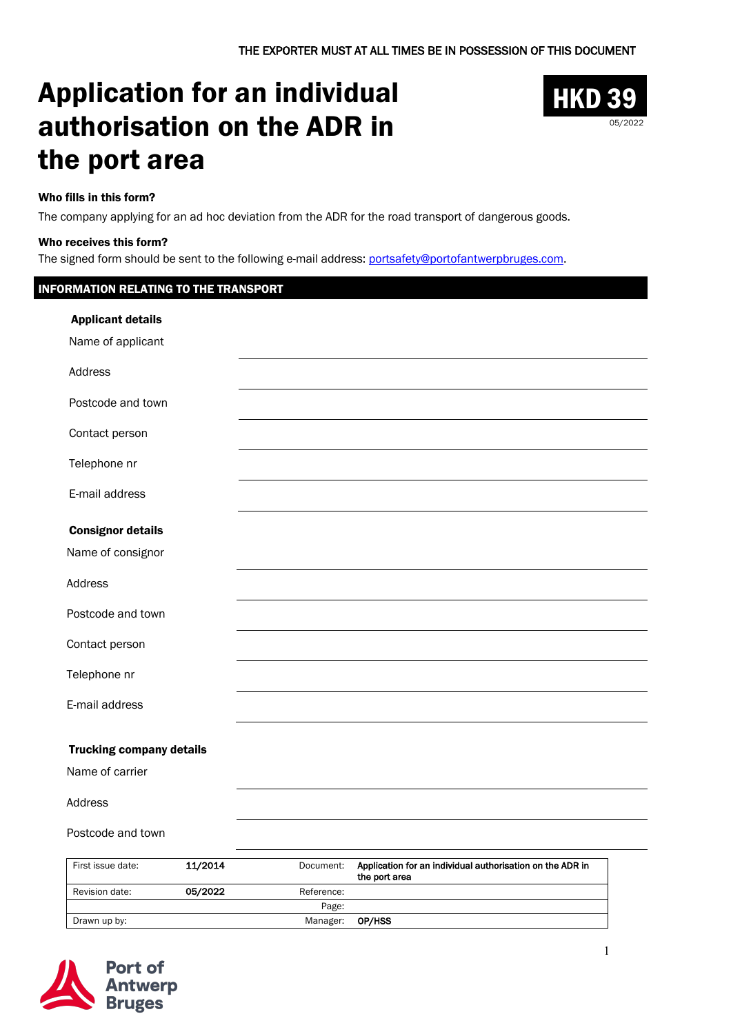THE EXPORTER MUST AT ALL TIMES BE IN POSSESSION OF THIS DOCUMENT

# Application for an individual authorisation on the ADR in the port area

**HKD 39**
05/2022

**Who fills in this form?**

The company applying for an ad hoc deviation from the ADR for the road transport of dangerous goods.

**Who receives this form?**

The signed form should be sent to the following e-mail address: portsafety@portofantwerpbruges.com.

## INFORMATION RELATING TO THE TRANSPORT

**Applicant details**

Name of applicant \_\_\_\_\_\_\_\_\_\_\_\_\_\_\_\_

Address \_\_\_\_\_\_\_\_\_\_\_\_\_\_\_\_

Postcode and town \_\_\_\_\_\_\_\_\_\_\_\_\_\_\_\_

Contact person \_\_\_\_\_\_\_\_\_\_\_\_\_\_\_\_

Telephone nr \_\_\_\_\_\_\_\_\_\_\_\_\_\_\_\_

E-mail address \_\_\_\_\_\_\_\_\_\_\_\_\_\_\_\_

**Consignor details**

Name of consignor \_\_\_\_\_\_\_\_\_\_\_\_\_\_\_\_

Address \_\_\_\_\_\_\_\_\_\_\_\_\_\_\_\_

Postcode and town \_\_\_\_\_\_\_\_\_\_\_\_\_\_\_\_

Contact person \_\_\_\_\_\_\_\_\_\_\_\_\_\_\_\_

Telephone nr \_\_\_\_\_\_\_\_\_\_\_\_\_\_\_\_

E-mail address \_\_\_\_\_\_\_\_\_\_\_\_\_\_\_\_

**Trucking company details**

Name of carrier \_\_\_\_\_\_\_\_\_\_\_\_\_\_\_\_

Address \_\_\_\_\_\_\_\_\_\_\_\_\_\_\_\_

Postcode and town \_\_\_\_\_\_\_\_\_\_\_\_\_\_\_\_

| First issue date: | 11/2014 | Document: | Application for an individual authorisation on the ADR in the port area |
|---|---|---|---|
| Revision date: | 05/2022 | Reference: | |
| | | Page: | |
| Drawn up by: | | Manager: | OP/HSS |

Port of Antwerp Bruges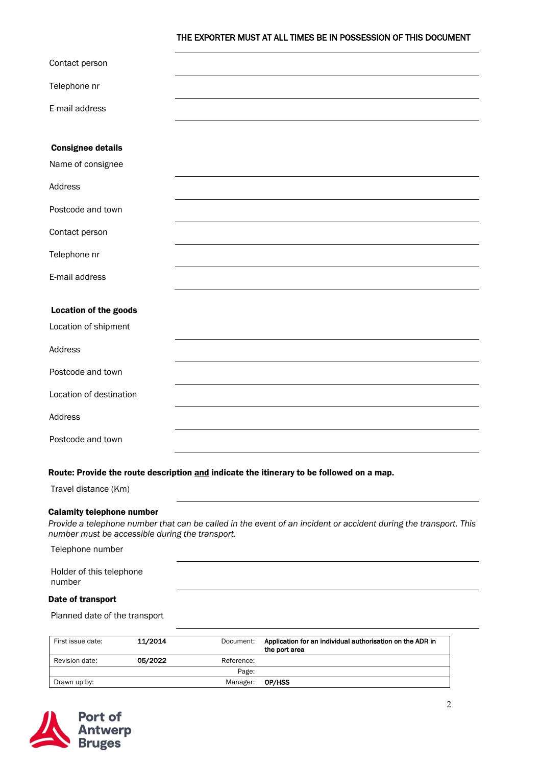THE EXPORTER MUST AT ALL TIMES BE IN POSSESSION OF THIS DOCUMENT

Contact person

Telephone nr

E-mail address

**Consignee details**

Name of consignee

Address

Postcode and town

Contact person

Telephone nr

E-mail address

**Location of the goods**

Location of shipment

Address

Postcode and town

Location of destination

Address

Postcode and town

**Route: Provide the route description <u>and</u> indicate the itinerary to be followed on a map.**

Travel distance (Km)

**Calamity telephone number**

*Provide a telephone number that can be called in the event of an incident or accident during the transport. This number must be accessible during the transport.*

Telephone number

Holder of this telephone number

**Date of transport**

Planned date of the transport

| First issue date: | 11/2014 | Document: | Application for an individual authorisation on the ADR in the port area |
|---|---|---|---|
| Revision date: | 05/2022 | Reference: | |
| | | Page: | |
| Drawn up by: | | Manager: | OP/HSS |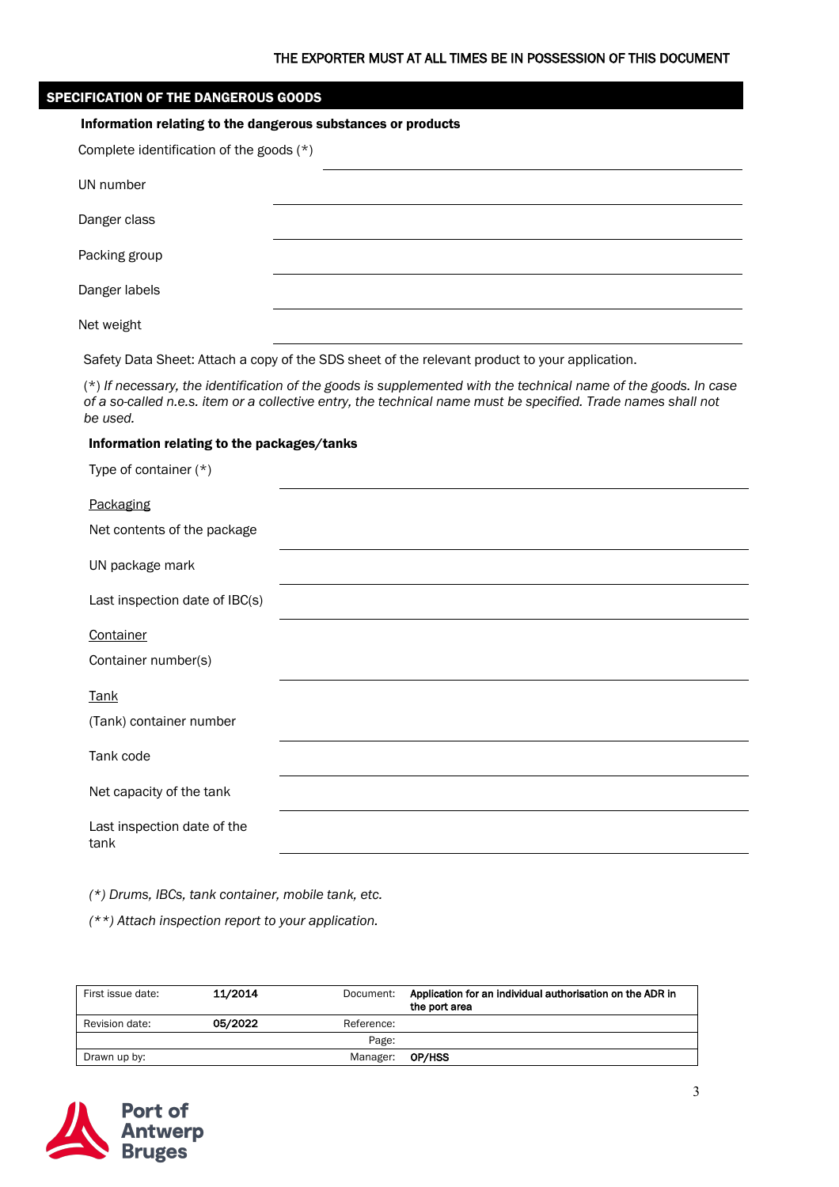THE EXPORTER MUST AT ALL TIMES BE IN POSSESSION OF THIS DOCUMENT

## SPECIFICATION OF THE DANGEROUS GOODS

### Information relating to the dangerous substances or products

Complete identification of the goods (*) \_\_\_\_\_\_\_\_\_\_\_\_\_\_\_\_\_\_\_\_

UN number \_\_\_\_\_\_\_\_\_\_\_\_\_\_\_\_\_\_\_\_

Danger class \_\_\_\_\_\_\_\_\_\_\_\_\_\_\_\_\_\_\_\_

Packing group \_\_\_\_\_\_\_\_\_\_\_\_\_\_\_\_\_\_\_\_

Danger labels \_\_\_\_\_\_\_\_\_\_\_\_\_\_\_\_\_\_\_\_

Net weight \_\_\_\_\_\_\_\_\_\_\_\_\_\_\_\_\_\_\_\_

Safety Data Sheet: Attach a copy of the SDS sheet of the relevant product to your application.

(*) *If necessary, the identification of the goods is supplemented with the technical name of the goods. In case of a so-called n.e.s. item or a collective entry, the technical name must be specified. Trade names shall not be used.*

### Information relating to the packages/tanks

Type of container (*) \_\_\_\_\_\_\_\_\_\_\_\_\_\_\_\_\_\_\_\_

Packaging

Net contents of the package \_\_\_\_\_\_\_\_\_\_\_\_\_\_\_\_\_\_\_\_

UN package mark \_\_\_\_\_\_\_\_\_\_\_\_\_\_\_\_\_\_\_\_

Last inspection date of IBC(s) \_\_\_\_\_\_\_\_\_\_\_\_\_\_\_\_\_\_\_\_

Container

Container number(s) \_\_\_\_\_\_\_\_\_\_\_\_\_\_\_\_\_\_\_\_

Tank

(Tank) container number \_\_\_\_\_\_\_\_\_\_\_\_\_\_\_\_\_\_\_\_

Tank code \_\_\_\_\_\_\_\_\_\_\_\_\_\_\_\_\_\_\_\_

Net capacity of the tank \_\_\_\_\_\_\_\_\_\_\_\_\_\_\_\_\_\_\_\_

Last inspection date of the tank \_\_\_\_\_\_\_\_\_\_\_\_\_\_\_\_\_\_\_\_

*(*) Drums, IBCs, tank container, mobile tank, etc.*

*(**) Attach inspection report to your application.*

| First issue date: | 11/2014 | Document: | Application for an individual authorisation on the ADR in the port area |
|---|---|---|---|
| Revision date: | 05/2022 | Reference: | |
| | | Page: | |
| Drawn up by: | | Manager: | OP/HSS |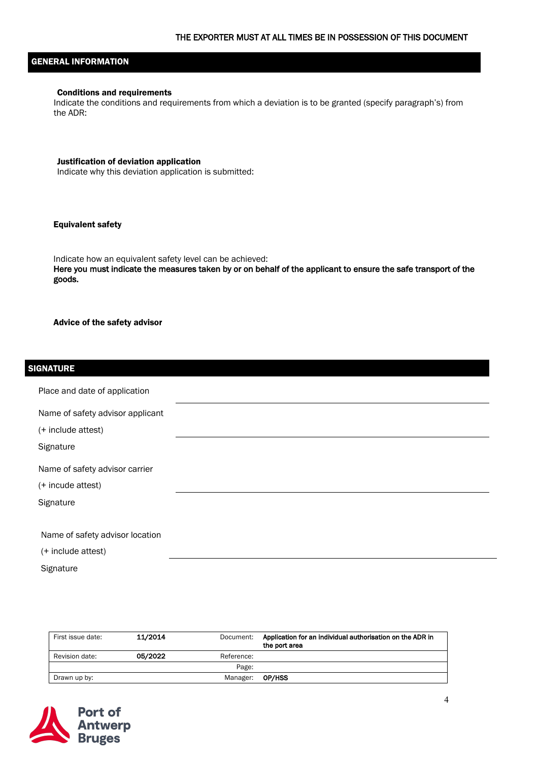THE EXPORTER MUST AT ALL TIMES BE IN POSSESSION OF THIS DOCUMENT

## GENERAL INFORMATION

**Conditions and requirements**

Indicate the conditions and requirements from which a deviation is to be granted (specify paragraph's) from the ADR:

**Justification of deviation application**

Indicate why this deviation application is submitted:

**Equivalent safety**

Indicate how an equivalent safety level can be achieved:

**Here you must indicate the measures taken by or on behalf of the applicant to ensure the safe transport of the goods.**

**Advice of the safety advisor**

## SIGNATURE

Place and date of application

Name of safety advisor applicant

(+ include attest)

Signature

Name of safety advisor carrier

(+ incude attest)

Signature

Name of safety advisor location

(+ include attest)

Signature

| | | | |
|---|---|---|---|
| First issue date: | **11/2014** | Document: | **Application for an individual authorisation on the ADR in the port area** |
| Revision date: | **05/2022** | Reference: | |
| | | Page: | |
| Drawn up by: | | Manager: | **OP/HSS** |

Port of Antwerp Bruges